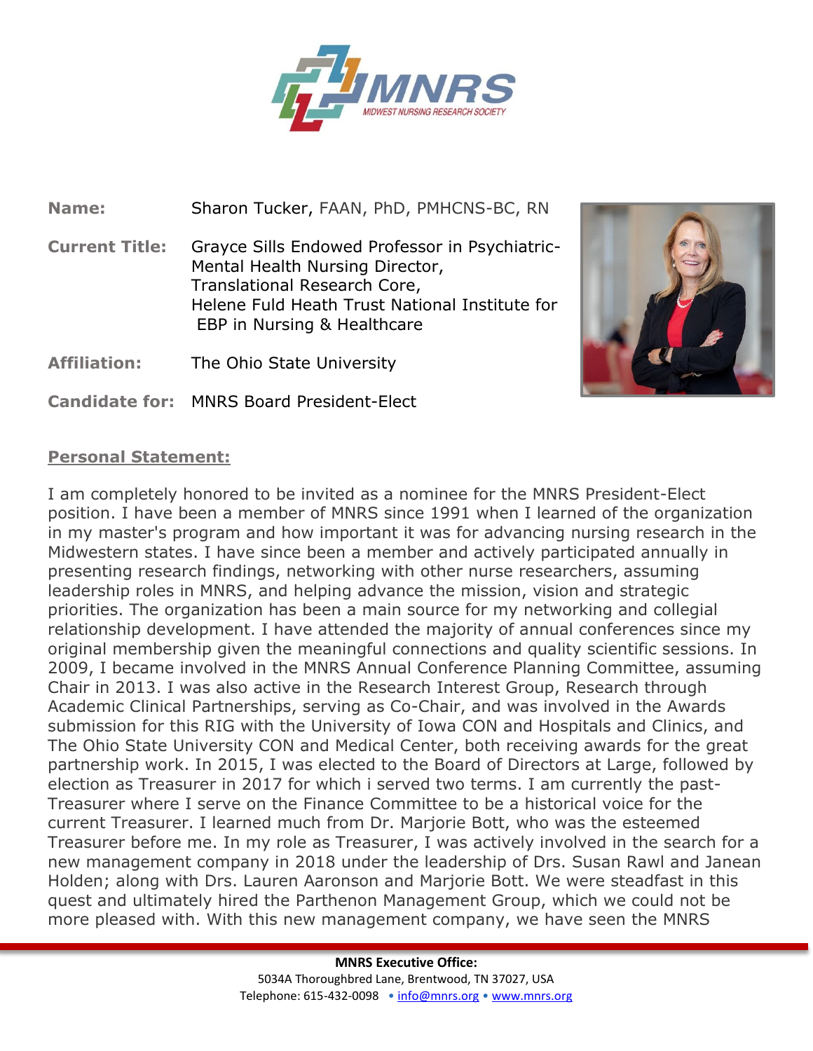**Name:** Sharon Tucker, FAAN, PhD, PMHCNS-BC, RN

**Current Title:** Grayce Sills Endowed Professor in Psychiatric-Mental Health Nursing Director, Translational Research Core, Helene Fuld Heath Trust National Institute for EBP in Nursing & Healthcare

**Affiliation:** The Ohio State University

**Candidate for:** MNRS Board President-Elect

## Personal Statement:

I am completely honored to be invited as a nominee for the MNRS President-Elect position. I have been a member of MNRS since 1991 when I learned of the organization in my master's program and how important it was for advancing nursing research in the Midwestern states. I have since been a member and actively participated annually in presenting research findings, networking with other nurse researchers, assuming leadership roles in MNRS, and helping advance the mission, vision and strategic priorities. The organization has been a main source for my networking and collegial relationship development. I have attended the majority of annual conferences since my original membership given the meaningful connections and quality scientific sessions. In 2009, I became involved in the MNRS Annual Conference Planning Committee, assuming Chair in 2013. I was also active in the Research Interest Group, Research through Academic Clinical Partnerships, serving as Co-Chair, and was involved in the Awards submission for this RIG with the University of Iowa CON and Hospitals and Clinics, and The Ohio State University CON and Medical Center, both receiving awards for the great partnership work. In 2015, I was elected to the Board of Directors at Large, followed by election as Treasurer in 2017 for which i served two terms. I am currently the past-Treasurer where I serve on the Finance Committee to be a historical voice for the current Treasurer. I learned much from Dr. Marjorie Bott, who was the esteemed Treasurer before me. In my role as Treasurer, I was actively involved in the search for a new management company in 2018 under the leadership of Drs. Susan Rawl and Janean Holden; along with Drs. Lauren Aaronson and Marjorie Bott. We were steadfast in this quest and ultimately hired the Parthenon Management Group, which we could not be more pleased with. With this new management company, we have seen the MNRS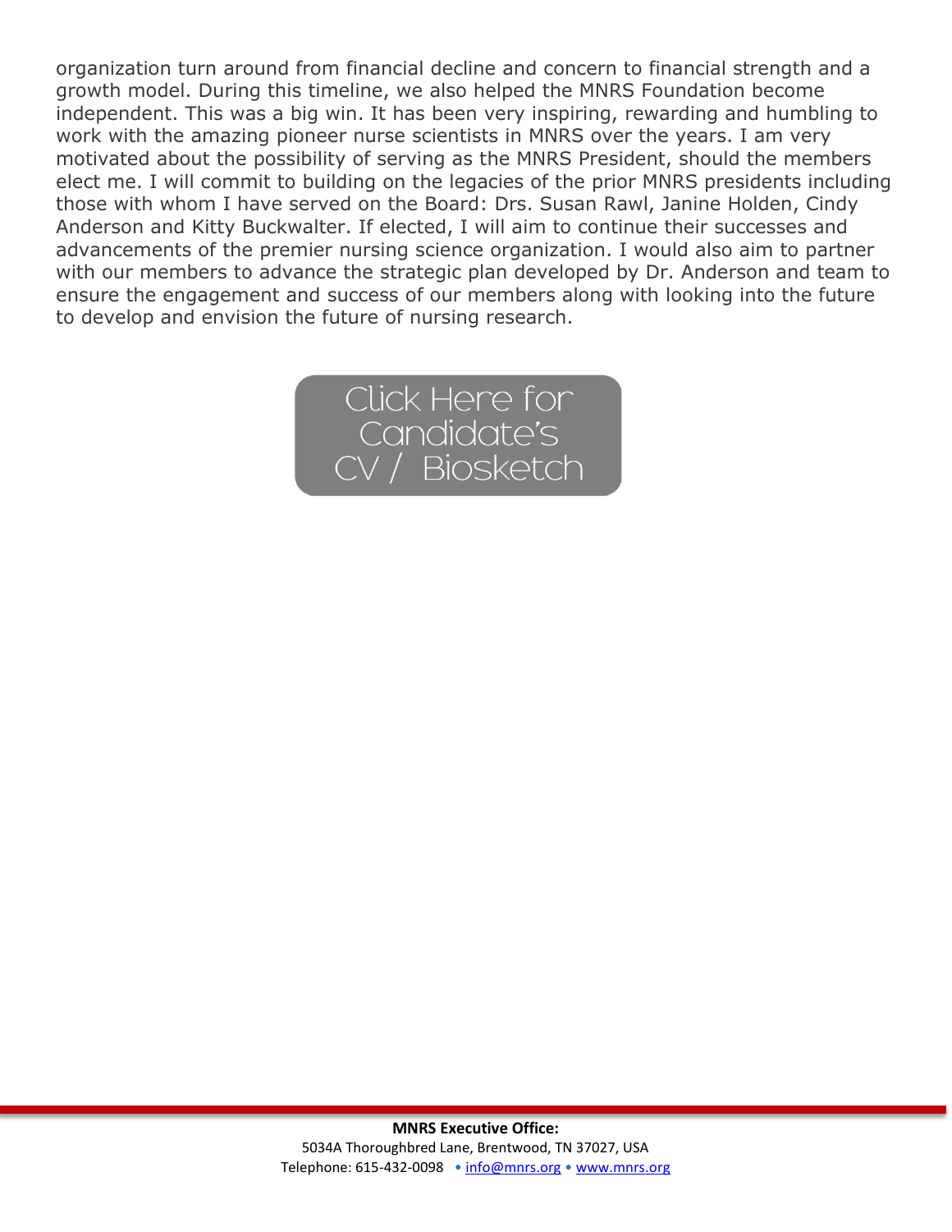organization turn around from financial decline and concern to financial strength and a growth model. During this timeline, we also helped the MNRS Foundation become independent. This was a big win. It has been very inspiring, rewarding and humbling to work with the amazing pioneer nurse scientists in MNRS over the years. I am very motivated about the possibility of serving as the MNRS President, should the members elect me. I will commit to building on the legacies of the prior MNRS presidents including those with whom I have served on the Board: Drs. Susan Rawl, Janine Holden, Cindy Anderson and Kitty Buckwalter. If elected, I will aim to continue their successes and advancements of the premier nursing science organization. I would also aim to partner with our members to advance the strategic plan developed by Dr. Anderson and team to ensure the engagement and success of our members along with looking into the future to develop and envision the future of nursing research.

Click Here for Candidate's CV / Biosketch

**MNRS Executive Office:**
5034A Thoroughbred Lane, Brentwood, TN 37027, USA
Telephone: 615-432-0098 • info@mnrs.org • www.mnrs.org